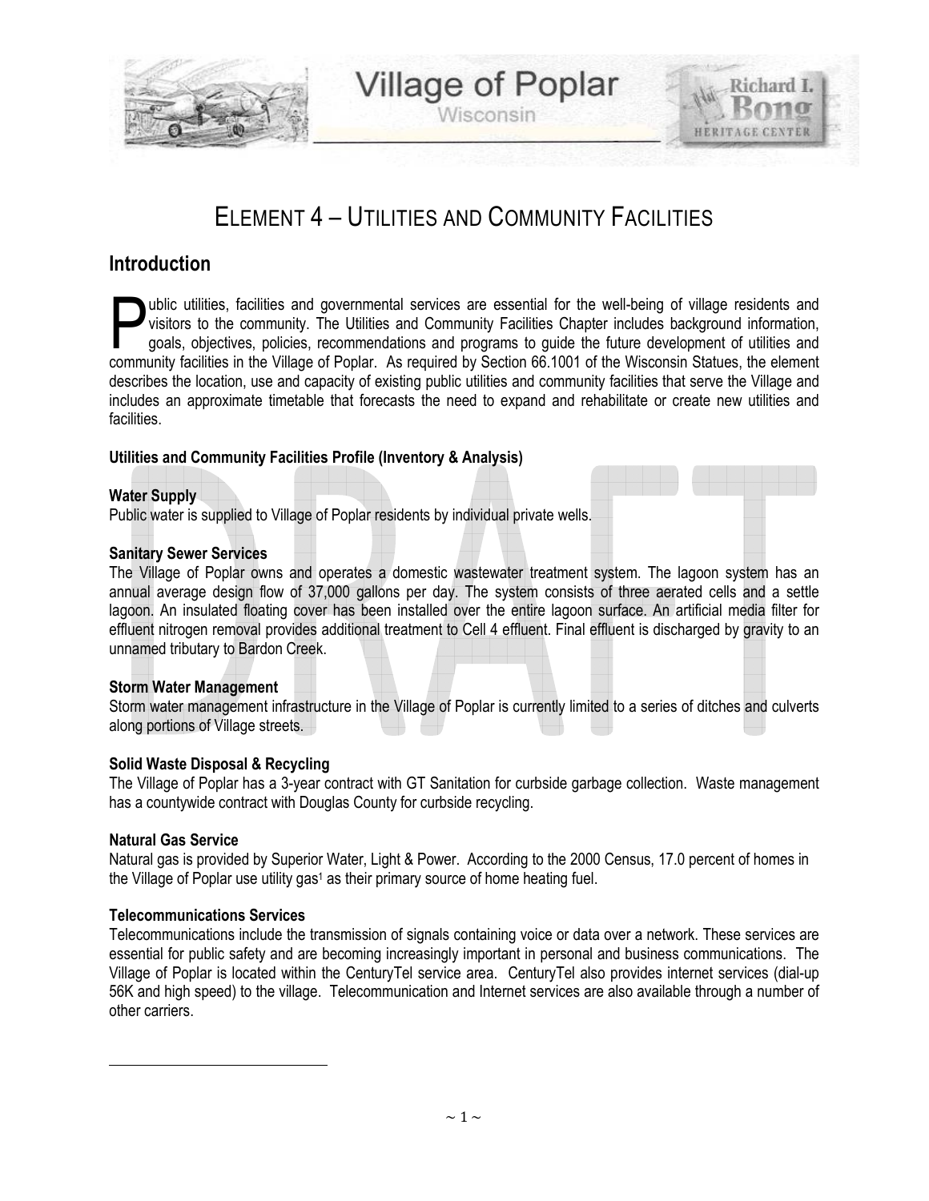# ELEMENT 4 – UTILITIES AND COMMUNITY FACILITIES

## Introduction

Public utilities, facilities and governmental services are essential for the well-being of village residents and visitors to the community. The Utilities and Community Facilities Chapter includes background information, goals, objectives, policies, recommendations and programs to guide the future development of utilities and community facilities in the Village of Poplar. As required by Section 66.1001 of the Wisconsin Statues, the element describes the location, use and capacity of existing public utilities and community facilities that serve the Village and includes an approximate timetable that forecasts the need to expand and rehabilitate or create new utilities and facilities.

**Utilities and Community Facilities Profile (Inventory & Analysis)**

**Water Supply**
Public water is supplied to Village of Poplar residents by individual private wells.

**Sanitary Sewer Services**
The Village of Poplar owns and operates a domestic wastewater treatment system. The lagoon system has an annual average design flow of 37,000 gallons per day. The system consists of three aerated cells and a settle lagoon. An insulated floating cover has been installed over the entire lagoon surface. An artificial media filter for effluent nitrogen removal provides additional treatment to Cell 4 effluent. Final effluent is discharged by gravity to an unnamed tributary to Bardon Creek.

**Storm Water Management**
Storm water management infrastructure in the Village of Poplar is currently limited to a series of ditches and culverts along portions of Village streets.

**Solid Waste Disposal & Recycling**
The Village of Poplar has a 3-year contract with GT Sanitation for curbside garbage collection. Waste management has a countywide contract with Douglas County for curbside recycling.

**Natural Gas Service**
Natural gas is provided by Superior Water, Light & Power. According to the 2000 Census, 17.0 percent of homes in the Village of Poplar use utility gas[1] as their primary source of home heating fuel.

**Telecommunications Services**
Telecommunications include the transmission of signals containing voice or data over a network. These services are essential for public safety and are becoming increasingly important in personal and business communications. The Village of Poplar is located within the CenturyTel service area. CenturyTel also provides internet services (dial-up 56K and high speed) to the village. Telecommunication and Internet services are also available through a number of other carriers.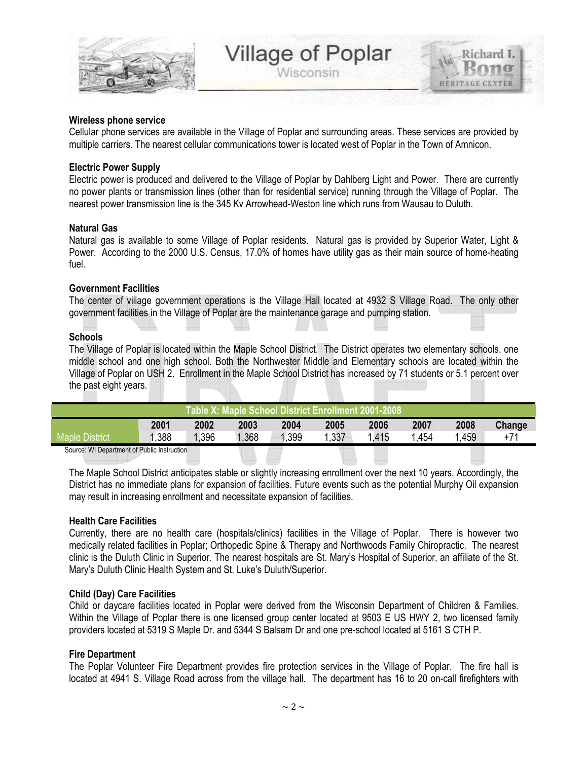### Wireless phone service

Cellular phone services are available in the Village of Poplar and surrounding areas. These services are provided by multiple carriers. The nearest cellular communications tower is located west of Poplar in the Town of Amnicon.

### Electric Power Supply

Electric power is produced and delivered to the Village of Poplar by Dahlberg Light and Power. There are currently no power plants or transmission lines (other than for residential service) running through the Village of Poplar. The nearest power transmission line is the 345 Kv Arrowhead-Weston line which runs from Wausau to Duluth.

### Natural Gas

Natural gas is available to some Village of Poplar residents. Natural gas is provided by Superior Water, Light & Power. According to the 2000 U.S. Census, 17.0% of homes have utility gas as their main source of home-heating fuel.

### Government Facilities

The center of village government operations is the Village Hall located at 4932 S Village Road. The only other government facilities in the Village of Poplar are the maintenance garage and pumping station.

### Schools

The Village of Poplar is located within the Maple School District. The District operates two elementary schools, one middle school and one high school. Both the Northwester Middle and Elementary schools are located within the Village of Poplar on USH 2. Enrollment in the Maple School District has increased by 71 students or 5.1 percent over the past eight years.

**Table X: Maple School District Enrollment 2001-2008**

| | 2001 | 2002 | 2003 | 2004 | 2005 | 2006 | 2007 | 2008 | Change |
|---|---|---|---|---|---|---|---|---|---|
| Maple District | 1,388 | 1,396 | 1,368 | 1,399 | 1,337 | 1,415 | 1,454 | 1,459 | +71 |

Source: WI Department of Public Instruction

The Maple School District anticipates stable or slightly increasing enrollment over the next 10 years. Accordingly, the District has no immediate plans for expansion of facilities. Future events such as the potential Murphy Oil expansion may result in increasing enrollment and necessitate expansion of facilities.

### Health Care Facilities

Currently, there are no health care (hospitals/clinics) facilities in the Village of Poplar. There is however two medically related facilities in Poplar; Orthopedic Spine & Therapy and Northwoods Family Chiropractic. The nearest clinic is the Duluth Clinic in Superior. The nearest hospitals are St. Mary's Hospital of Superior, an affiliate of the St. Mary's Duluth Clinic Health System and St. Luke's Duluth/Superior.

### Child (Day) Care Facilities

Child or daycare facilities located in Poplar were derived from the Wisconsin Department of Children & Families. Within the Village of Poplar there is one licensed group center located at 9503 E US HWY 2, two licensed family providers located at 5319 S Maple Dr. and 5344 S Balsam Dr and one pre-school located at 5161 S CTH P.

### Fire Department

The Poplar Volunteer Fire Department provides fire protection services in the Village of Poplar. The fire hall is located at 4941 S. Village Road across from the village hall. The department has 16 to 20 on-call firefighters with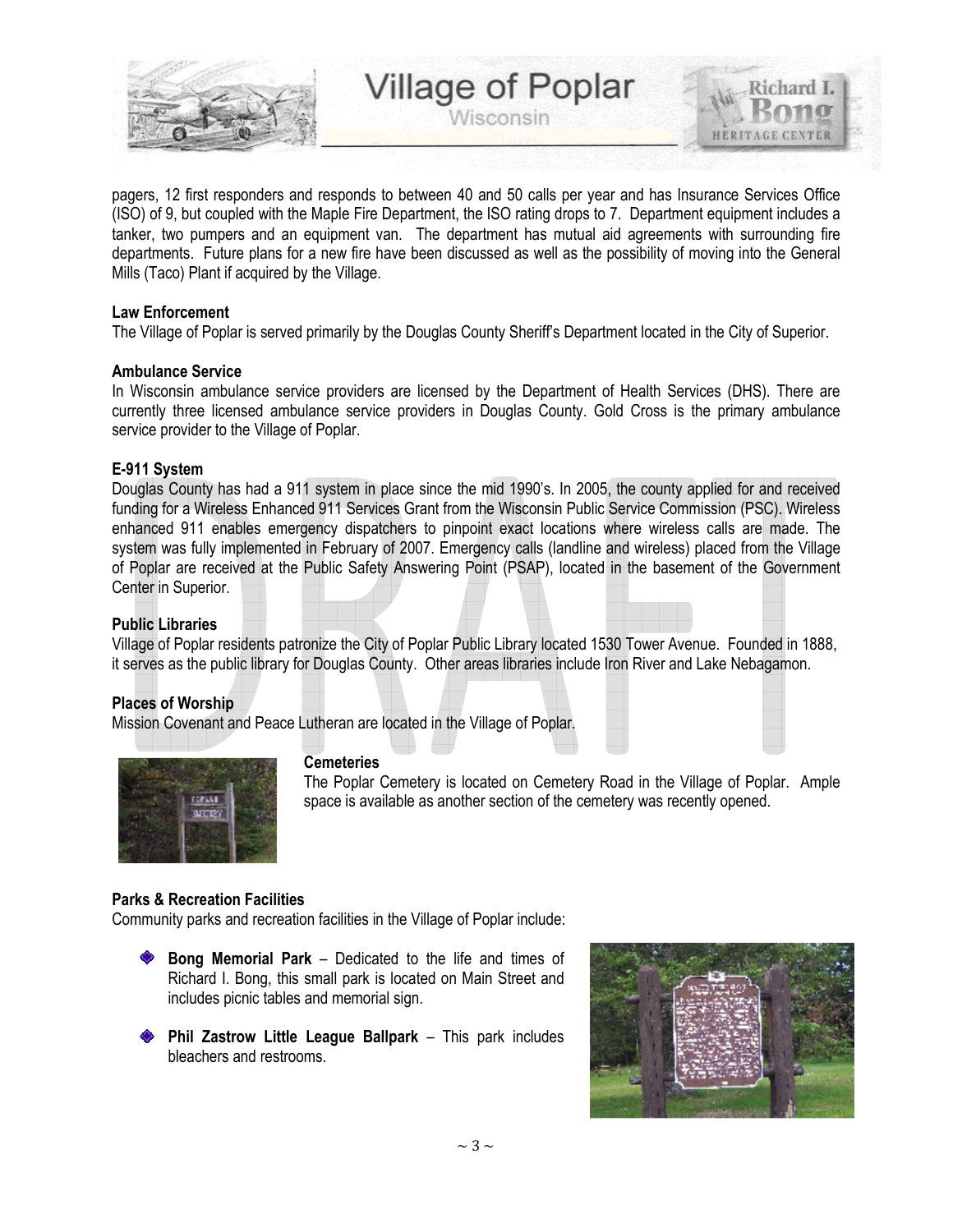pagers, 12 first responders and responds to between 40 and 50 calls per year and has Insurance Services Office (ISO) of 9, but coupled with the Maple Fire Department, the ISO rating drops to 7. Department equipment includes a tanker, two pumpers and an equipment van. The department has mutual aid agreements with surrounding fire departments. Future plans for a new fire have been discussed as well as the possibility of moving into the General Mills (Taco) Plant if acquired by the Village.

**Law Enforcement**

The Village of Poplar is served primarily by the Douglas County Sheriff's Department located in the City of Superior.

**Ambulance Service**

In Wisconsin ambulance service providers are licensed by the Department of Health Services (DHS). There are currently three licensed ambulance service providers in Douglas County. Gold Cross is the primary ambulance service provider to the Village of Poplar.

**E-911 System**

Douglas County has had a 911 system in place since the mid 1990's. In 2005, the county applied for and received funding for a Wireless Enhanced 911 Services Grant from the Wisconsin Public Service Commission (PSC). Wireless enhanced 911 enables emergency dispatchers to pinpoint exact locations where wireless calls are made. The system was fully implemented in February of 2007. Emergency calls (landline and wireless) placed from the Village of Poplar are received at the Public Safety Answering Point (PSAP), located in the basement of the Government Center in Superior.

**Public Libraries**

Village of Poplar residents patronize the City of Poplar Public Library located 1530 Tower Avenue. Founded in 1888, it serves as the public library for Douglas County. Other areas libraries include Iron River and Lake Nebagamon.

**Places of Worship**

Mission Covenant and Peace Lutheran are located in the Village of Poplar.

**Cemeteries**

The Poplar Cemetery is located on Cemetery Road in the Village of Poplar. Ample space is available as another section of the cemetery was recently opened.

**Parks & Recreation Facilities**

Community parks and recreation facilities in the Village of Poplar include:

- **Bong Memorial Park** – Dedicated to the life and times of Richard I. Bong, this small park is located on Main Street and includes picnic tables and memorial sign.
- **Phil Zastrow Little League Ballpark** – This park includes bleachers and restrooms.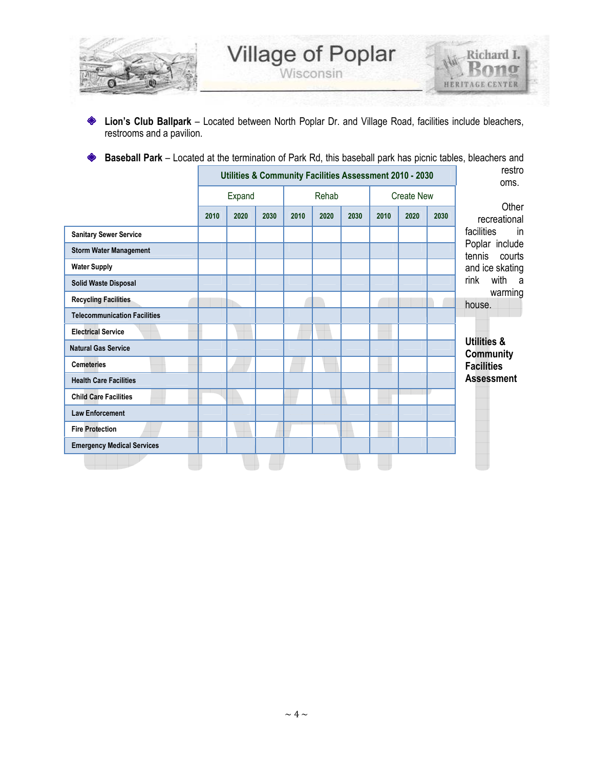- **Lion's Club Ballpark** – Located between North Poplar Dr. and Village Road, facilities include bleachers, restrooms and a pavilion.

- **Baseball Park** – Located at the termination of Park Rd, this baseball park has picnic tables, bleachers and restrooms.

Other recreational facilities in Poplar include tennis courts and ice skating rink with a warming house.

**Utilities & Community Facilities Assessment**

| | Utilities & Community Facilities Assessment 2010 - 2030 | | | | | | | | |
|---|---|---|---|---|---|---|---|---|---|
| | Expand | | | Rehab | | | Create New | | |
| | 2010 | 2020 | 2030 | 2010 | 2020 | 2030 | 2010 | 2020 | 2030 |
| **Sanitary Sewer Service** | | | | | | | | | |
| **Storm Water Management** | | | | | | | | | |
| **Water Supply** | | | | | | | | | |
| **Solid Waste Disposal** | | | | | | | | | |
| **Recycling Facilities** | | | | | | | | | |
| **Telecommunication Facilities** | | | | | | | | | |
| **Electrical Service** | | | | | | | | | |
| **Natural Gas Service** | | | | | | | | | |
| **Cemeteries** | | | | | | | | | |
| **Health Care Facilities** | | | | | | | | | |
| **Child Care Facilities** | | | | | | | | | |
| **Law Enforcement** | | | | | | | | | |
| **Fire Protection** | | | | | | | | | |
| **Emergency Medical Services** | | | | | | | | | |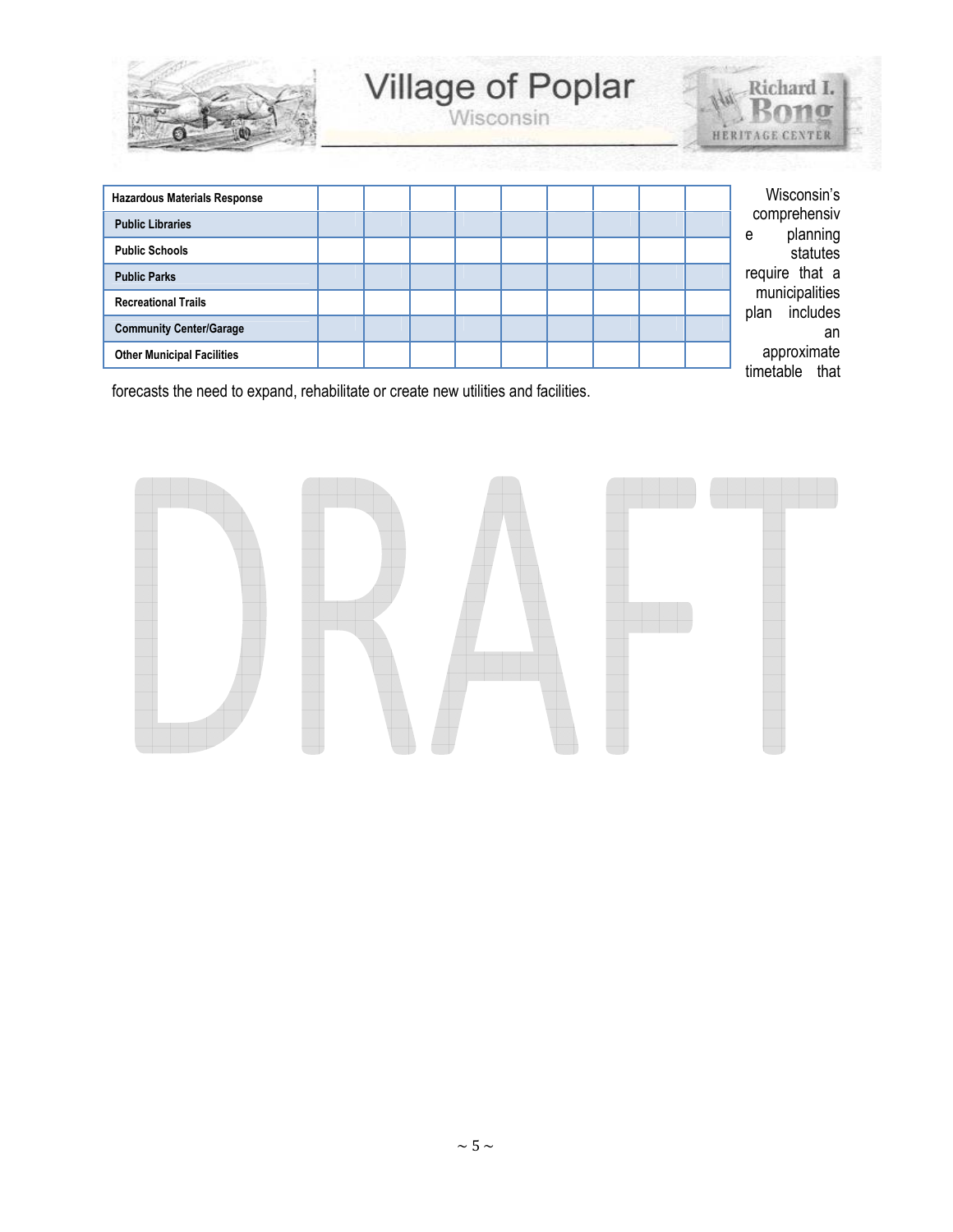| Hazardous Materials Response | | | | | | | | | |
|---|---|---|---|---|---|---|---|---|---|
| Public Libraries | | | | | | | | | |
| Public Schools | | | | | | | | | |
| Public Parks | | | | | | | | | |
| Recreational Trails | | | | | | | | | |
| Community Center/Garage | | | | | | | | | |
| Other Municipal Facilities | | | | | | | | | |

Wisconsin's comprehensive planning statutes require that a municipalities plan includes an approximate timetable that forecasts the need to expand, rehabilitate or create new utilities and facilities.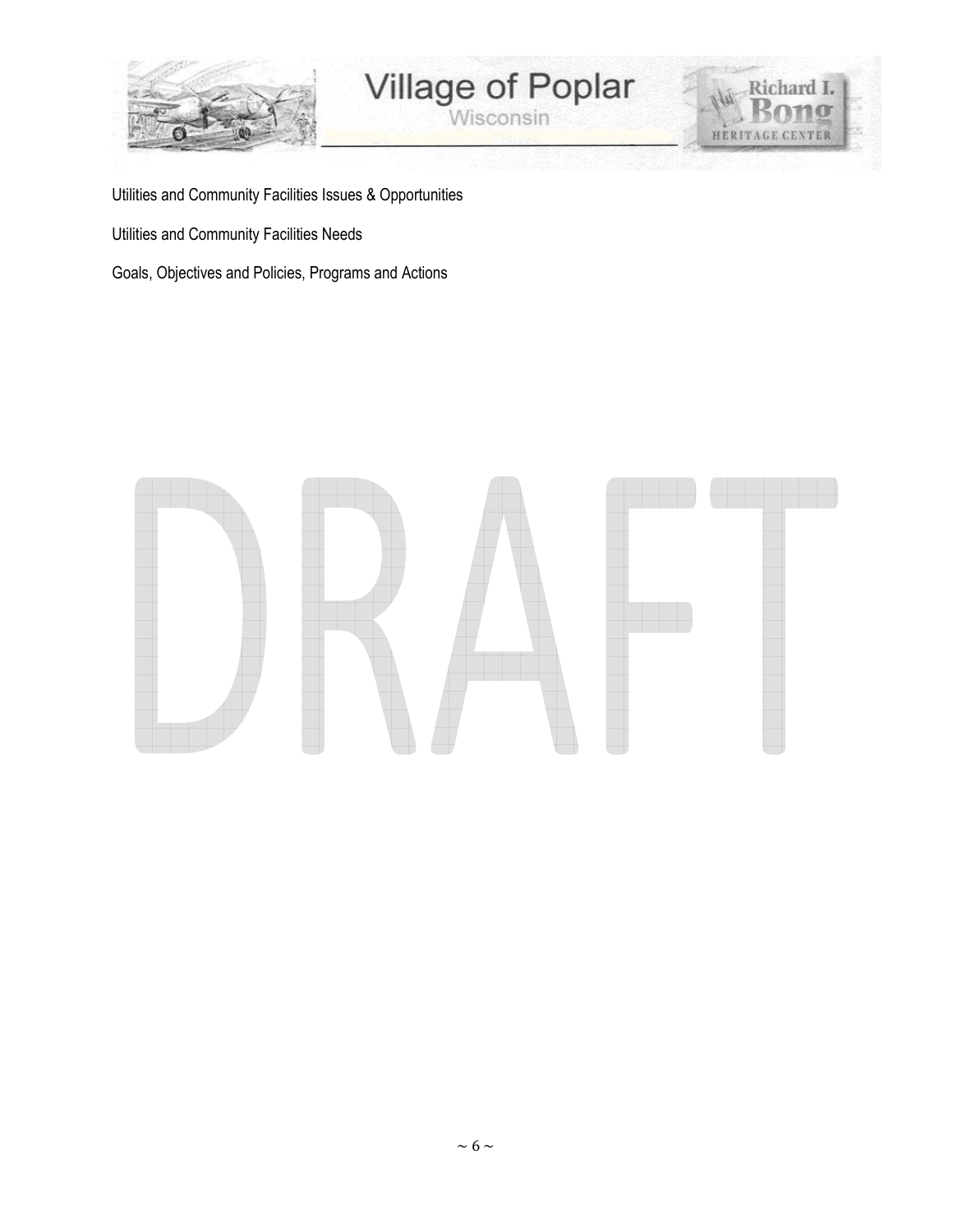Utilities and Community Facilities Issues & Opportunities

Utilities and Community Facilities Needs

Goals, Objectives and Policies, Programs and Actions